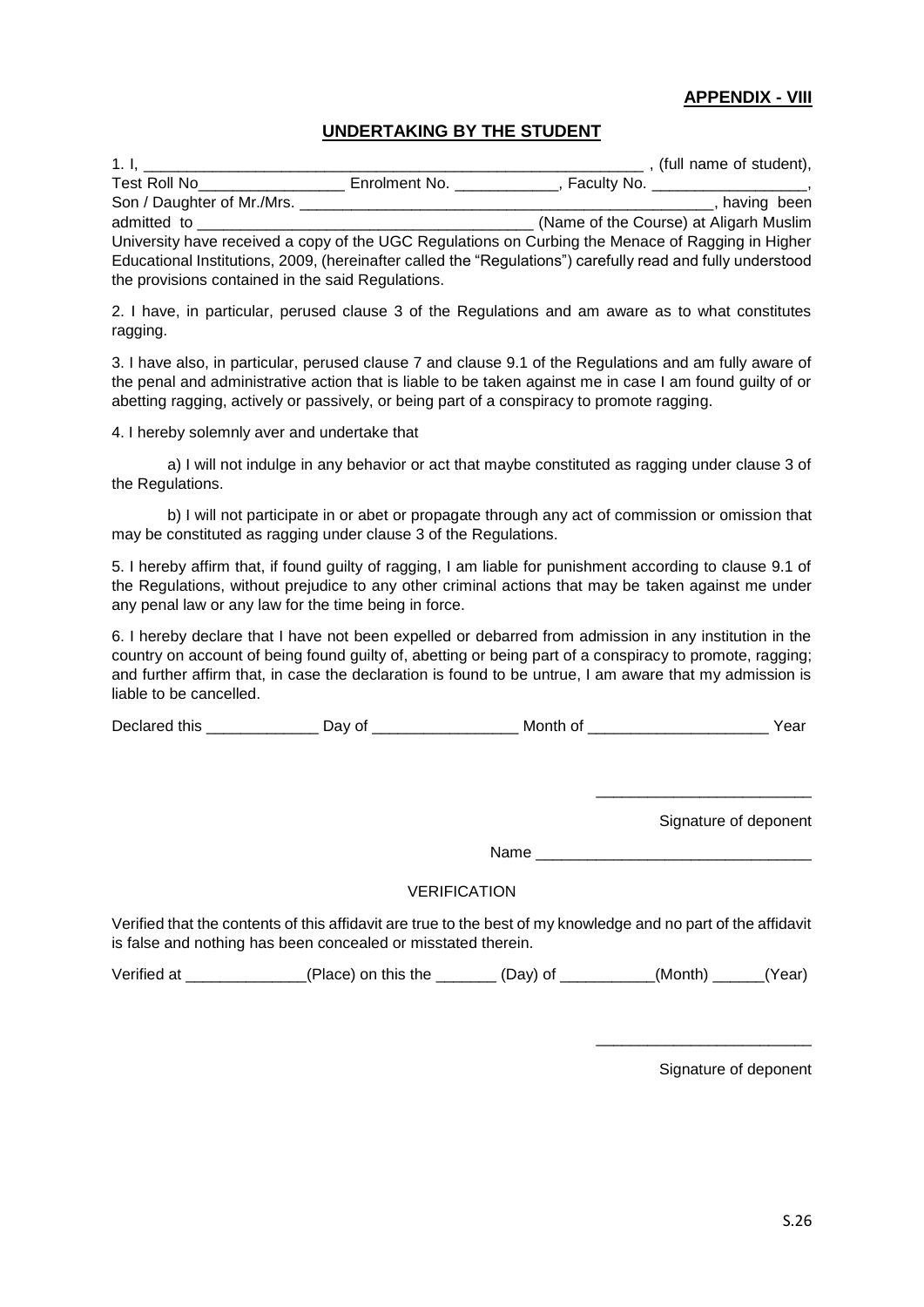**APPENDIX - VIII**

## UNDERTAKING BY THE STUDENT

1. I, ____________________________________________________________ , (full name of student), Test Roll No_________________ Enrolment No. ____________, Faculty No. __________________, Son / Daughter of Mr./Mrs. __________________________________________________, having been admitted to _______________________________________ (Name of the Course) at Aligarh Muslim University have received a copy of the UGC Regulations on Curbing the Menace of Ragging in Higher Educational Institutions, 2009, (hereinafter called the "Regulations") carefully read and fully understood the provisions contained in the said Regulations.

2. I have, in particular, perused clause 3 of the Regulations and am aware as to what constitutes ragging.

3. I have also, in particular, perused clause 7 and clause 9.1 of the Regulations and am fully aware of the penal and administrative action that is liable to be taken against me in case I am found guilty of or abetting ragging, actively or passively, or being part of a conspiracy to promote ragging.

4. I hereby solemnly aver and undertake that

a) I will not indulge in any behavior or act that maybe constituted as ragging under clause 3 of the Regulations.

b) I will not participate in or abet or propagate through any act of commission or omission that may be constituted as ragging under clause 3 of the Regulations.

5. I hereby affirm that, if found guilty of ragging, I am liable for punishment according to clause 9.1 of the Regulations, without prejudice to any other criminal actions that may be taken against me under any penal law or any law for the time being in force.

6. I hereby declare that I have not been expelled or debarred from admission in any institution in the country on account of being found guilty of, abetting or being part of a conspiracy to promote, ragging; and further affirm that, in case the declaration is found to be untrue, I am aware that my admission is liable to be cancelled.

Declared this _____________ Day of _________________ Month of _____________________ Year

_________________________

Signature of deponent

Name _______________________________

VERIFICATION

Verified that the contents of this affidavit are true to the best of my knowledge and no part of the affidavit is false and nothing has been concealed or misstated therein.

Verified at ______________(Place) on this the _______ (Day) of ___________(Month) ______(Year)

_________________________

Signature of deponent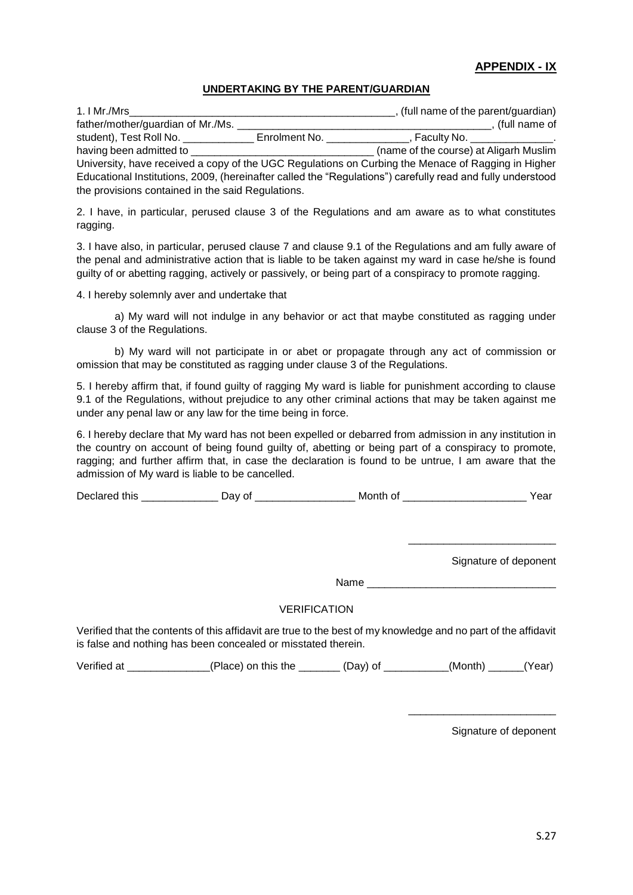**APPENDIX - IX**

**UNDERTAKING BY THE PARENT/GUARDIAN**

1. I Mr./Mrs_______________________________________________, (full name of the parent/guardian) father/mother/guardian of Mr./Ms. ___________________________________________, (full name of student), Test Roll No. ____________ Enrolment No. ______________, Faculty No. ______________. having been admitted to _______________________________ (name of the course) at Aligarh Muslim University, have received a copy of the UGC Regulations on Curbing the Menace of Ragging in Higher Educational Institutions, 2009, (hereinafter called the "Regulations") carefully read and fully understood the provisions contained in the said Regulations.

2. I have, in particular, perused clause 3 of the Regulations and am aware as to what constitutes ragging.

3. I have also, in particular, perused clause 7 and clause 9.1 of the Regulations and am fully aware of the penal and administrative action that is liable to be taken against my ward in case he/she is found guilty of or abetting ragging, actively or passively, or being part of a conspiracy to promote ragging.

4. I hereby solemnly aver and undertake that

a) My ward will not indulge in any behavior or act that maybe constituted as ragging under clause 3 of the Regulations.

b) My ward will not participate in or abet or propagate through any act of commission or omission that may be constituted as ragging under clause 3 of the Regulations.

5. I hereby affirm that, if found guilty of ragging My ward is liable for punishment according to clause 9.1 of the Regulations, without prejudice to any other criminal actions that may be taken against me under any penal law or any law for the time being in force.

6. I hereby declare that My ward has not been expelled or debarred from admission in any institution in the country on account of being found guilty of, abetting or being part of a conspiracy to promote, ragging; and further affirm that, in case the declaration is found to be untrue, I am aware that the admission of My ward is liable to be cancelled.

Declared this _____________ Day of ________________ Month of ____________________ Year

_________________________

Signature of deponent

Name _______________________________

VERIFICATION

Verified that the contents of this affidavit are true to the best of my knowledge and no part of the affidavit is false and nothing has been concealed or misstated therein.

Verified at ______________(Place) on this the _______ (Day) of ___________(Month) ______(Year)

_________________________

Signature of deponent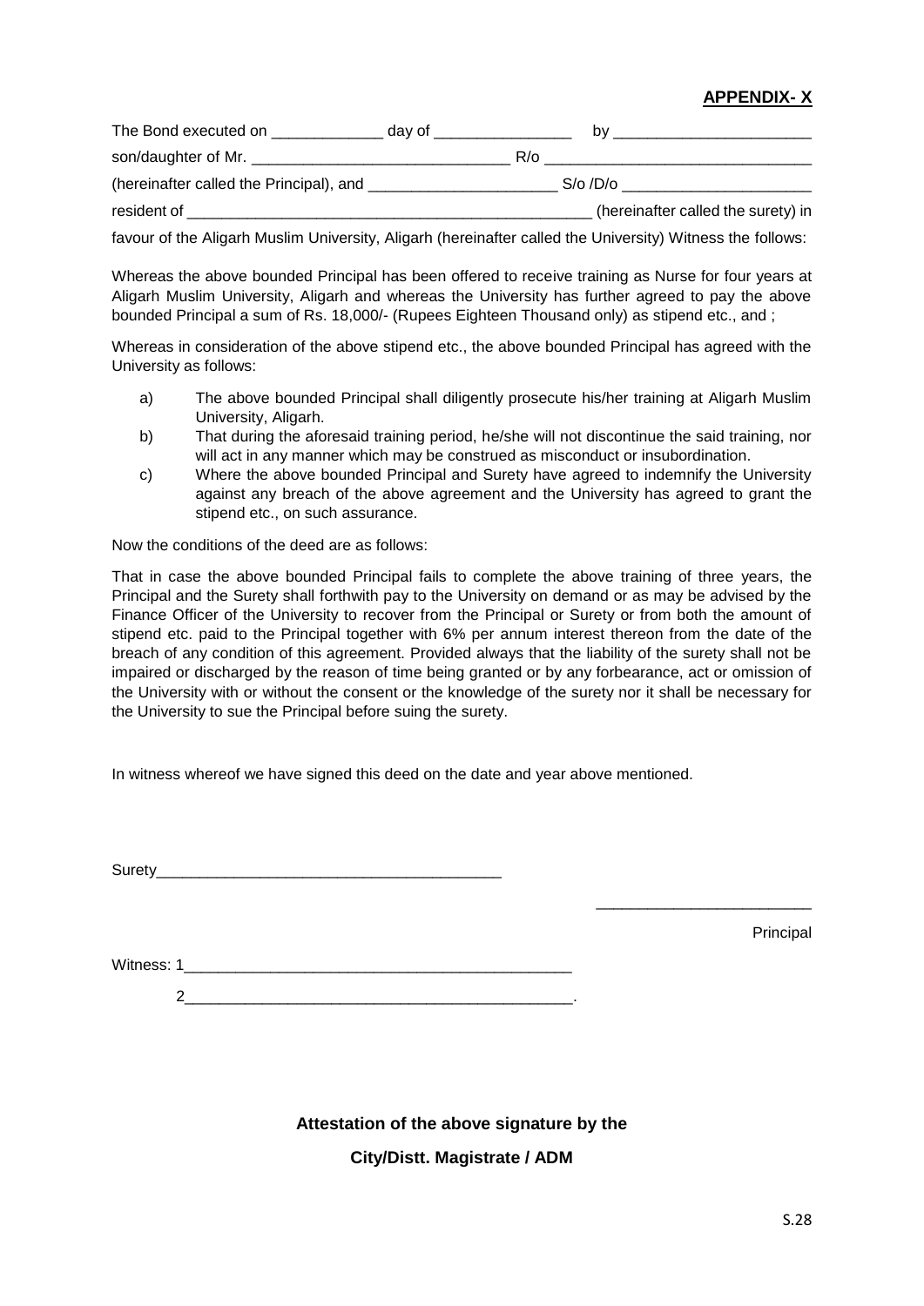**APPENDIX- X**

The Bond executed on _____________ day of ________________ by _______________________ son/daughter of Mr. ______________________________ R/o _______________________________ (hereinafter called the Principal), and ______________________ S/o /D/o ______________________ resident of _________________________________________________ (hereinafter called the surety) in favour of the Aligarh Muslim University, Aligarh (hereinafter called the University) Witness the follows:

Whereas the above bounded Principal has been offered to receive training as Nurse for four years at Aligarh Muslim University, Aligarh and whereas the University has further agreed to pay the above bounded Principal a sum of Rs. 18,000/- (Rupees Eighteen Thousand only) as stipend etc., and ;

Whereas in consideration of the above stipend etc., the above bounded Principal has agreed with the University as follows:

a) The above bounded Principal shall diligently prosecute his/her training at Aligarh Muslim University, Aligarh.
b) That during the aforesaid training period, he/she will not discontinue the said training, nor will act in any manner which may be construed as misconduct or insubordination.
c) Where the above bounded Principal and Surety have agreed to indemnify the University against any breach of the above agreement and the University has agreed to grant the stipend etc., on such assurance.

Now the conditions of the deed are as follows:

That in case the above bounded Principal fails to complete the above training of three years, the Principal and the Surety shall forthwith pay to the University on demand or as may be advised by the Finance Officer of the University to recover from the Principal or Surety or from both the amount of stipend etc. paid to the Principal together with 6% per annum interest thereon from the date of the breach of any condition of this agreement. Provided always that the liability of the surety shall not be impaired or discharged by the reason of time being granted or by any forbearance, act or omission of the University with or without the consent or the knowledge of the surety nor it shall be necessary for the University to sue the Principal before suing the surety.

In witness whereof we have signed this deed on the date and year above mentioned.

Surety_________________________________________

_________________________
Principal

Witness: 1______________________________________________

2______________________________________________.

**Attestation of the above signature by the**

**City/Distt. Magistrate / ADM**